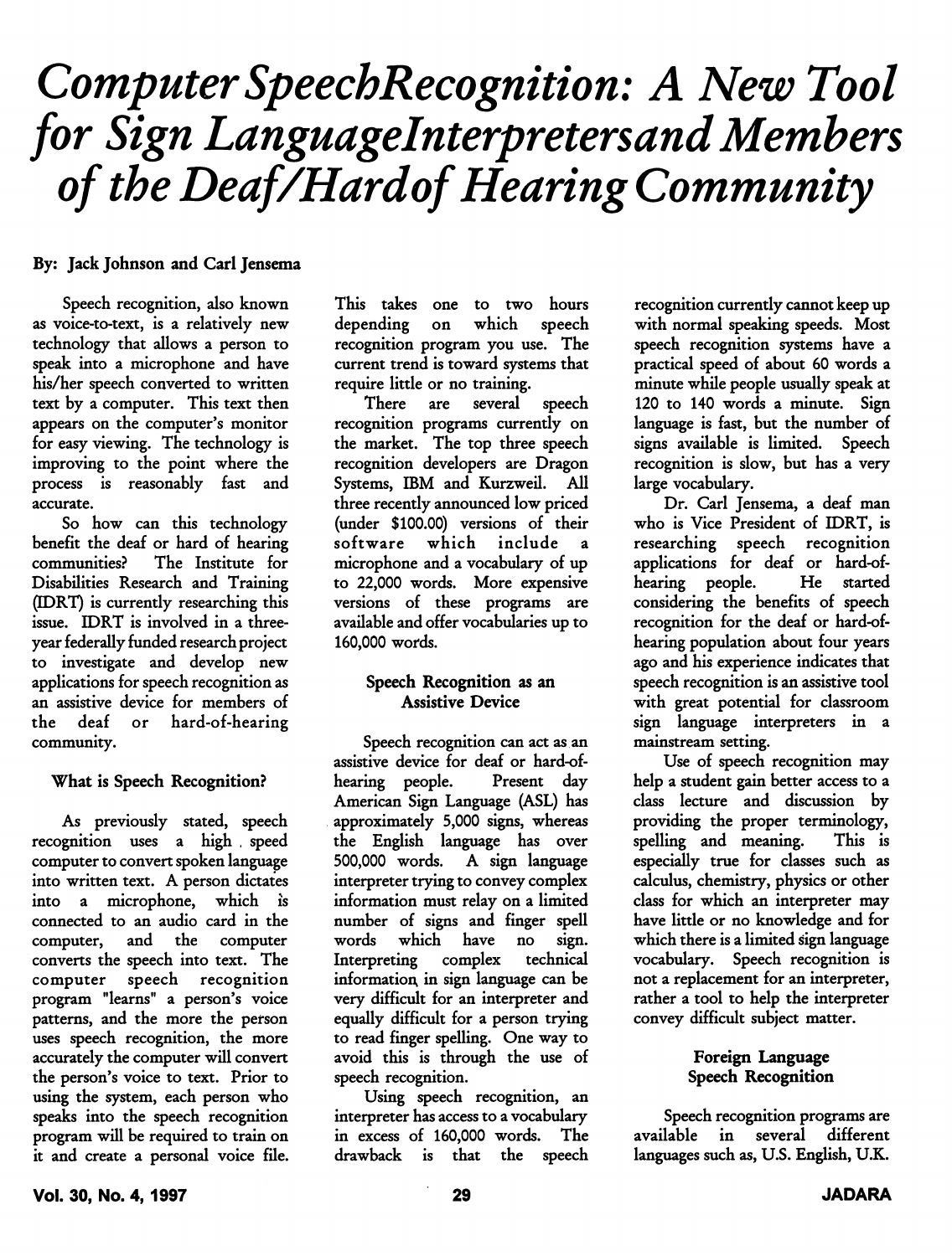# Computer Speech Recognition: A New Tool for Sign Language Interpreters and Members of the Deaf/Hard of Hearing Community

**By: Jack Johnson and Carl Jensema**

Speech recognition, also known as voice-to-text, is a relatively new technology that allows a person to speak into a microphone and have his/her speech converted to written text by a computer. This text then appears on the computer's monitor for easy viewing. The technology is improving to the point where the process is reasonably fast and accurate.

So how can this technology benefit the deaf or hard of hearing communities? The Institute for Disabilities Research and Training (IDRT) is currently researching this issue. IDRT is involved in a three-year federally funded research project to investigate and develop new applications for speech recognition as an assistive device for members of the deaf or hard-of-hearing community.

### What is Speech Recognition?

As previously stated, speech recognition uses a high speed computer to convert spoken language into written text. A person dictates into a microphone, which is connected to an audio card in the computer, and the computer converts the speech into text. The computer speech recognition program "learns" a person's voice patterns, and the more the person uses speech recognition, the more accurately the computer will convert the person's voice to text. Prior to using the system, each person who speaks into the speech recognition program will be required to train on it and create a personal voice file. This takes one to two hours depending on which speech recognition program you use. The current trend is toward systems that require little or no training.

There are several speech recognition programs currently on the market. The top three speech recognition developers are Dragon Systems, IBM and Kurzweil. All three recently announced low priced (under $100.00) versions of their software which include a microphone and a vocabulary of up to 22,000 words. More expensive versions of these programs are available and offer vocabularies up to 160,000 words.

### Speech Recognition as an Assistive Device

Speech recognition can act as an assistive device for deaf or hard-of-hearing people. Present day American Sign Language (ASL) has approximately 5,000 signs, whereas the English language has over 500,000 words. A sign language interpreter trying to convey complex information must relay on a limited number of signs and finger spell words which have no sign. Interpreting complex technical information in sign language can be very difficult for an interpreter and equally difficult for a person trying to read finger spelling. One way to avoid this is through the use of speech recognition.

Using speech recognition, an interpreter has access to a vocabulary in excess of 160,000 words. The drawback is that the speech recognition currently cannot keep up with normal speaking speeds. Most speech recognition systems have a practical speed of about 60 words a minute while people usually speak at 120 to 140 words a minute. Sign language is fast, but the number of signs available is limited. Speech recognition is slow, but has a very large vocabulary.

Dr. Carl Jensema, a deaf man who is Vice President of IDRT, is researching speech recognition applications for deaf or hard-of-hearing people. He started considering the benefits of speech recognition for the deaf or hard-of-hearing population about four years ago and his experience indicates that speech recognition is an assistive tool with great potential for classroom sign language interpreters in a mainstream setting.

Use of speech recognition may help a student gain better access to a class lecture and discussion by providing the proper terminology, spelling and meaning. This is especially true for classes such as calculus, chemistry, physics or other class for which an interpreter may have little or no knowledge and for which there is a limited sign language vocabulary. Speech recognition is not a replacement for an interpreter, rather a tool to help the interpreter convey difficult subject matter.

### Foreign Language Speech Recognition

Speech recognition programs are available in several different languages such as, U.S. English, U.K.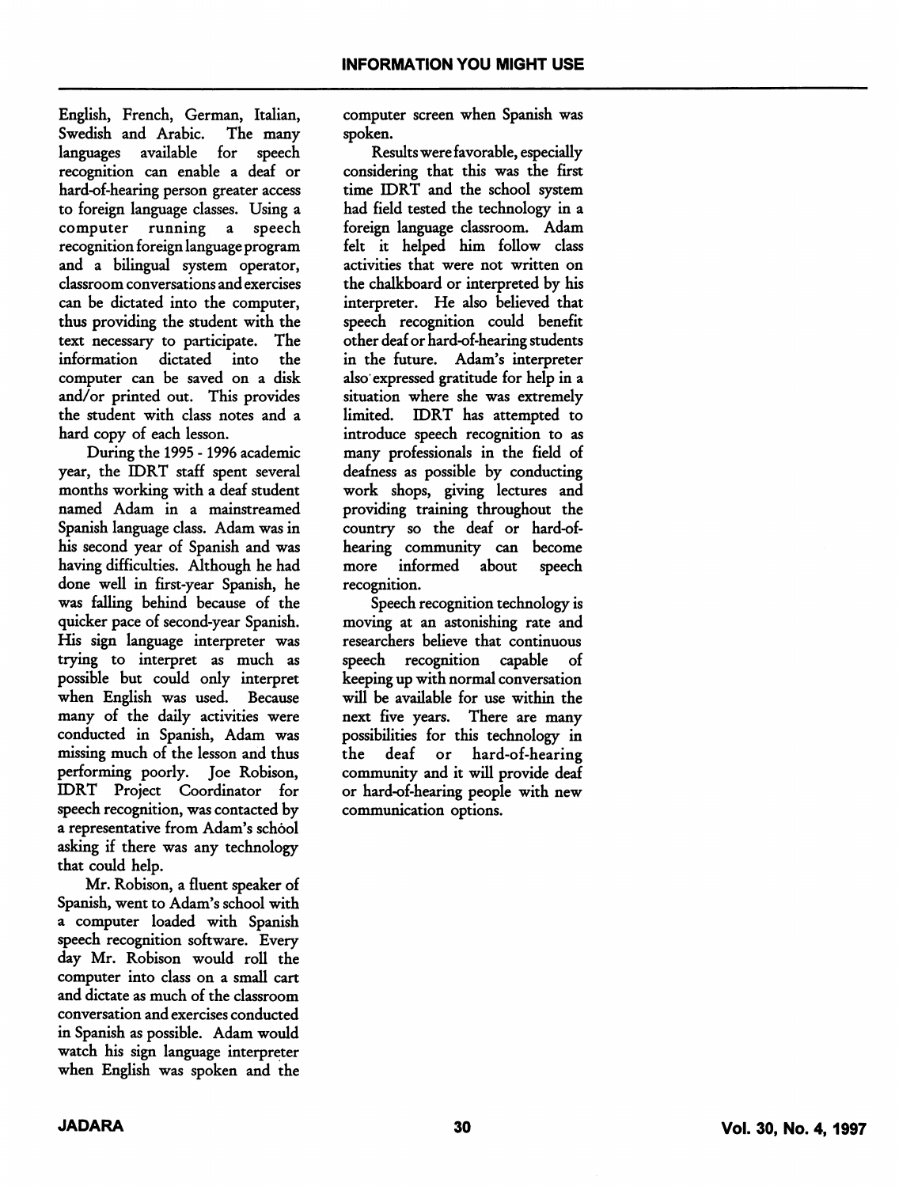English, French, German, Italian, Swedish and Arabic. The many languages available for speech recognition can enable a deaf or hard-of-hearing person greater access to foreign language classes. Using a computer running a speech recognition foreign language program and a bilingual system operator, classroom conversations and exercises can be dictated into the computer, thus providing the student with the text necessary to participate. The information dictated into the computer can be saved on a disk and/or printed out. This provides the student with class notes and a hard copy of each lesson.

During the 1995 - 1996 academic year, the IDRT staff spent several months working with a deaf student named Adam in a mainstreamed Spanish language class. Adam was in his second year of Spanish and was having difficulties. Although he had done well in first-year Spanish, he was falling behind because of the quicker pace of second-year Spanish. His sign language interpreter was trying to interpret as much as possible but could only interpret when English was used. Because many of the daily activities were conducted in Spanish, Adam was missing much of the lesson and thus performing poorly. Joe Robison, IDRT Project Coordinator for speech recognition, was contacted by a representative from Adam's school asking if there was any technology that could help.

Mr. Robison, a fluent speaker of Spanish, went to Adam's school with a computer loaded with Spanish speech recognition software. Every day Mr. Robison would roll the computer into class on a small cart and dictate as much of the classroom conversation and exercises conducted in Spanish as possible. Adam would watch his sign language interpreter when English was spoken and the computer screen when Spanish was spoken.

Results were favorable, especially considering that this was the first time IDRT and the school system had field tested the technology in a foreign language classroom. Adam felt it helped him follow class activities that were not written on the chalkboard or interpreted by his interpreter. He also believed that speech recognition could benefit other deaf or hard-of-hearing students in the future. Adam's interpreter also expressed gratitude for help in a situation where she was extremely limited. IDRT has attempted to introduce speech recognition to as many professionals in the field of deafness as possible by conducting work shops, giving lectures and providing training throughout the country so the deaf or hard-of-hearing community can become more informed about speech recognition.

Speech recognition technology is moving at an astonishing rate and researchers believe that continuous speech recognition capable of keeping up with normal conversation will be available for use within the next five years. There are many possibilities for this technology in the deaf or hard-of-hearing community and it will provide deaf or hard-of-hearing people with new communication options.